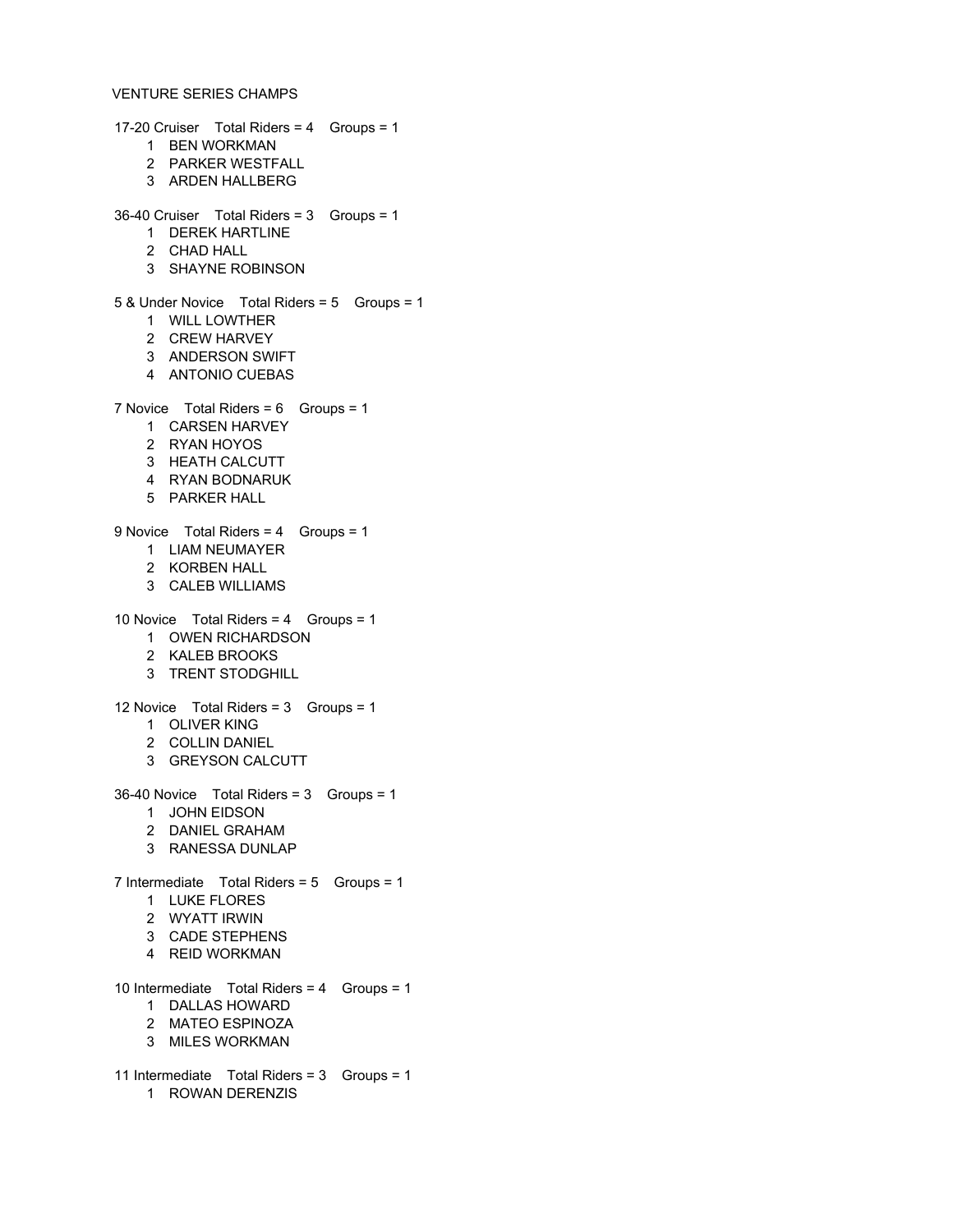VENTURE SERIES CHAMPS

17-20 Cruiser    Total Riders = 4    Groups = 1

1 BEN WORKMAN
2 PARKER WESTFALL
3 ARDEN HALLBERG

36-40 Cruiser    Total Riders = 3    Groups = 1

1 DEREK HARTLINE
2 CHAD HALL
3 SHAYNE ROBINSON

5 & Under Novice    Total Riders = 5    Groups = 1

1 WILL LOWTHER
2 CREW HARVEY
3 ANDERSON SWIFT
4 ANTONIO CUEBAS

7 Novice    Total Riders = 6    Groups = 1

1 CARSEN HARVEY
2 RYAN HOYOS
3 HEATH CALCUTT
4 RYAN BODNARUK
5 PARKER HALL

9 Novice    Total Riders = 4    Groups = 1

1 LIAM NEUMAYER
2 KORBEN HALL
3 CALEB WILLIAMS

10 Novice    Total Riders = 4    Groups = 1

1 OWEN RICHARDSON
2 KALEB BROOKS
3 TRENT STODGHILL

12 Novice    Total Riders = 3    Groups = 1

1 OLIVER KING
2 COLLIN DANIEL
3 GREYSON CALCUTT

36-40 Novice    Total Riders = 3    Groups = 1

1 JOHN EIDSON
2 DANIEL GRAHAM
3 RANESSA DUNLAP

7 Intermediate    Total Riders = 5    Groups = 1

1 LUKE FLORES
2 WYATT IRWIN
3 CADE STEPHENS
4 REID WORKMAN

10 Intermediate    Total Riders = 4    Groups = 1

1 DALLAS HOWARD
2 MATEO ESPINOZA
3 MILES WORKMAN

11 Intermediate    Total Riders = 3    Groups = 1

1 ROWAN DERENZIS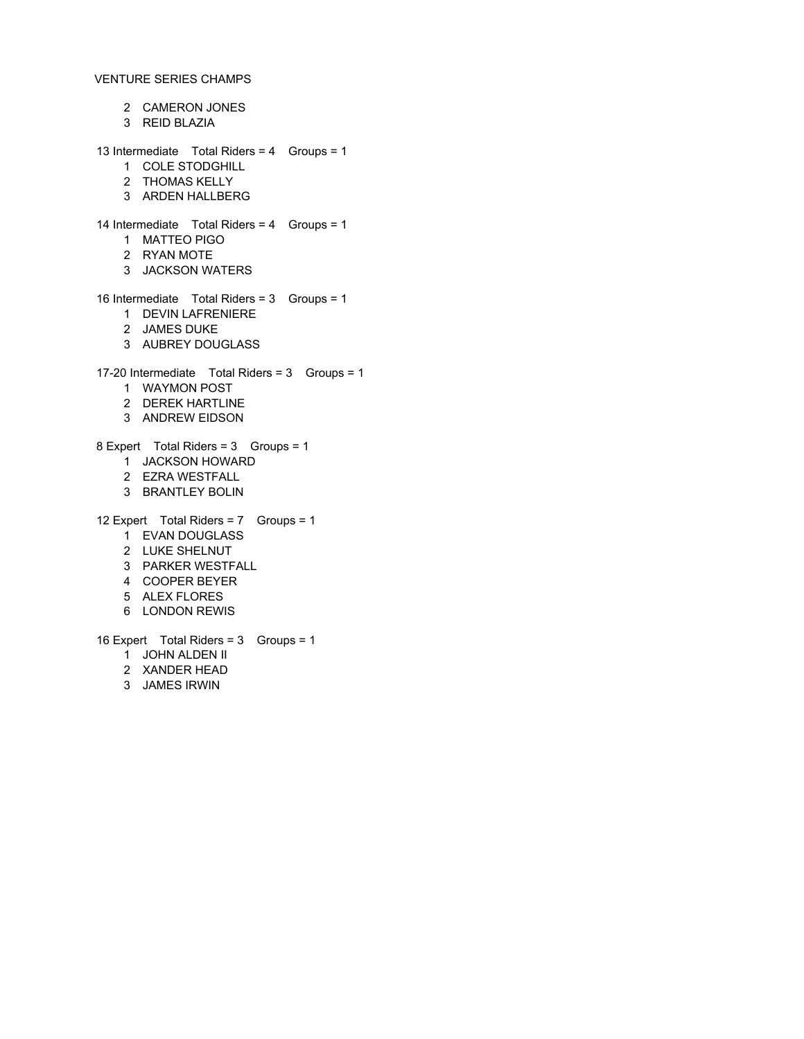VENTURE SERIES CHAMPS

2 CAMERON JONES
3 REID BLAZIA

13 Intermediate Total Riders = 4 Groups = 1

1 COLE STODGHILL
2 THOMAS KELLY
3 ARDEN HALLBERG

14 Intermediate Total Riders = 4 Groups = 1

1 MATTEO PIGO
2 RYAN MOTE
3 JACKSON WATERS

16 Intermediate Total Riders = 3 Groups = 1

1 DEVIN LAFRENIERE
2 JAMES DUKE
3 AUBREY DOUGLASS

17-20 Intermediate Total Riders = 3 Groups = 1

1 WAYMON POST
2 DEREK HARTLINE
3 ANDREW EIDSON

8 Expert Total Riders = 3 Groups = 1

1 JACKSON HOWARD
2 EZRA WESTFALL
3 BRANTLEY BOLIN

12 Expert Total Riders = 7 Groups = 1

1 EVAN DOUGLASS
2 LUKE SHELNUT
3 PARKER WESTFALL
4 COOPER BEYER
5 ALEX FLORES
6 LONDON REWIS

16 Expert Total Riders = 3 Groups = 1

1 JOHN ALDEN II
2 XANDER HEAD
3 JAMES IRWIN